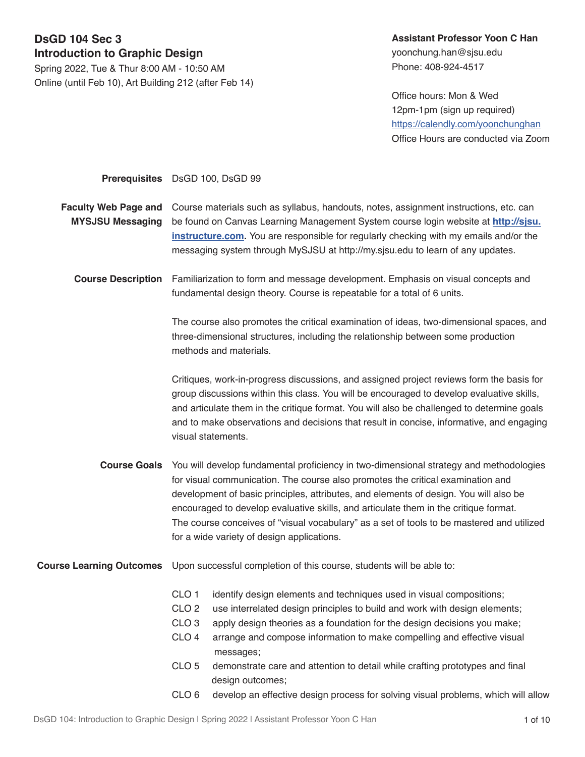# DsGD 104 Sec 3
## Introduction to Graphic Design

Spring 2022, Tue & Thur 8:00 AM - 10:50 AM
Online (until Feb 10), Art Building 212 (after Feb 14)

**Assistant Professor Yoon C Han**
yoonchung.han@sjsu.edu
Phone: 408-924-4517

Office hours: Mon & Wed
12pm-1pm (sign up required)
https://calendly.com/yoonchunghan
Office Hours are conducted via Zoom

**Prerequisites**

DsGD 100, DsGD 99

**Faculty Web Page and MYSJSU Messaging**

Course materials such as syllabus, handouts, notes, assignment instructions, etc. can be found on Canvas Learning Management System course login website at **http://sjsu.instructure.com.** You are responsible for regularly checking with my emails and/or the messaging system through MySJSU at http://my.sjsu.edu to learn of any updates.

**Course Description**

Familiarization to form and message development. Emphasis on visual concepts and fundamental design theory. Course is repeatable for a total of 6 units.

The course also promotes the critical examination of ideas, two-dimensional spaces, and three-dimensional structures, including the relationship between some production methods and materials.

Critiques, work-in-progress discussions, and assigned project reviews form the basis for group discussions within this class. You will be encouraged to develop evaluative skills, and articulate them in the critique format. You will also be challenged to determine goals and to make observations and decisions that result in concise, informative, and engaging visual statements.

**Course Goals**

You will develop fundamental proficiency in two-dimensional strategy and methodologies for visual communication. The course also promotes the critical examination and development of basic principles, attributes, and elements of design. You will also be encouraged to develop evaluative skills, and articulate them in the critique format. The course conceives of "visual vocabulary" as a set of tools to be mastered and utilized for a wide variety of design applications.

**Course Learning Outcomes**

Upon successful completion of this course, students will be able to:

- CLO 1 identify design elements and techniques used in visual compositions;
- CLO 2 use interrelated design principles to build and work with design elements;
- CLO 3 apply design theories as a foundation for the design decisions you make;
- CLO 4 arrange and compose information to make compelling and effective visual messages;
- CLO 5 demonstrate care and attention to detail while crafting prototypes and final design outcomes;
- CLO 6 develop an effective design process for solving visual problems, which will allow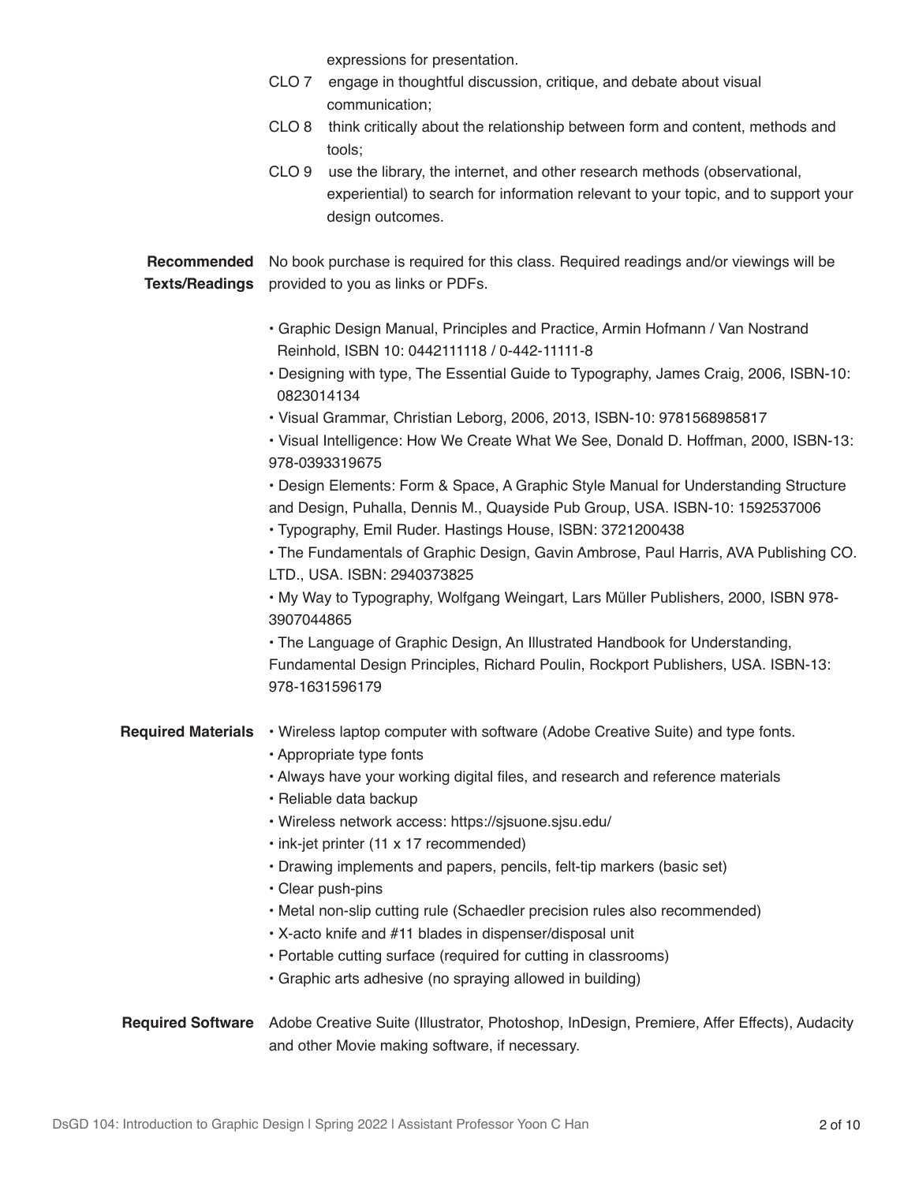expressions for presentation.

CLO 7 engage in thoughtful discussion, critique, and debate about visual communication;

CLO 8 think critically about the relationship between form and content, methods and tools;

CLO 9 use the library, the internet, and other research methods (observational, experiential) to search for information relevant to your topic, and to support your design outcomes.

**Recommended Texts/Readings**

No book purchase is required for this class. Required readings and/or viewings will be provided to you as links or PDFs.

- Graphic Design Manual, Principles and Practice, Armin Hofmann / Van Nostrand Reinhold, ISBN 10: 0442111118 / 0-442-11111-8
- Designing with type, The Essential Guide to Typography, James Craig, 2006, ISBN-10: 0823014134
- Visual Grammar, Christian Leborg, 2006, 2013, ISBN-10: 9781568985817
- Visual Intelligence: How We Create What We See, Donald D. Hoffman, 2000, ISBN-13: 978-0393319675
- Design Elements: Form & Space, A Graphic Style Manual for Understanding Structure and Design, Puhalla, Dennis M., Quayside Pub Group, USA. ISBN-10: 1592537006
- Typography, Emil Ruder. Hastings House, ISBN: 3721200438
- The Fundamentals of Graphic Design, Gavin Ambrose, Paul Harris, AVA Publishing CO. LTD., USA. ISBN: 2940373825
- My Way to Typography, Wolfgang Weingart, Lars Müller Publishers, 2000, ISBN 978-3907044865
- The Language of Graphic Design, An Illustrated Handbook for Understanding, Fundamental Design Principles, Richard Poulin, Rockport Publishers, USA. ISBN-13: 978-1631596179

**Required Materials**

- Wireless laptop computer with software (Adobe Creative Suite) and type fonts.
- Appropriate type fonts
- Always have your working digital files, and research and reference materials
- Reliable data backup
- Wireless network access: https://sjsuone.sjsu.edu/
- ink-jet printer (11 x 17 recommended)
- Drawing implements and papers, pencils, felt-tip markers (basic set)
- Clear push-pins
- Metal non-slip cutting rule (Schaedler precision rules also recommended)
- X-acto knife and #11 blades in dispenser/disposal unit
- Portable cutting surface (required for cutting in classrooms)
- Graphic arts adhesive (no spraying allowed in building)

**Required Software**

Adobe Creative Suite (Illustrator, Photoshop, InDesign, Premiere, Affer Effects), Audacity and other Movie making software, if necessary.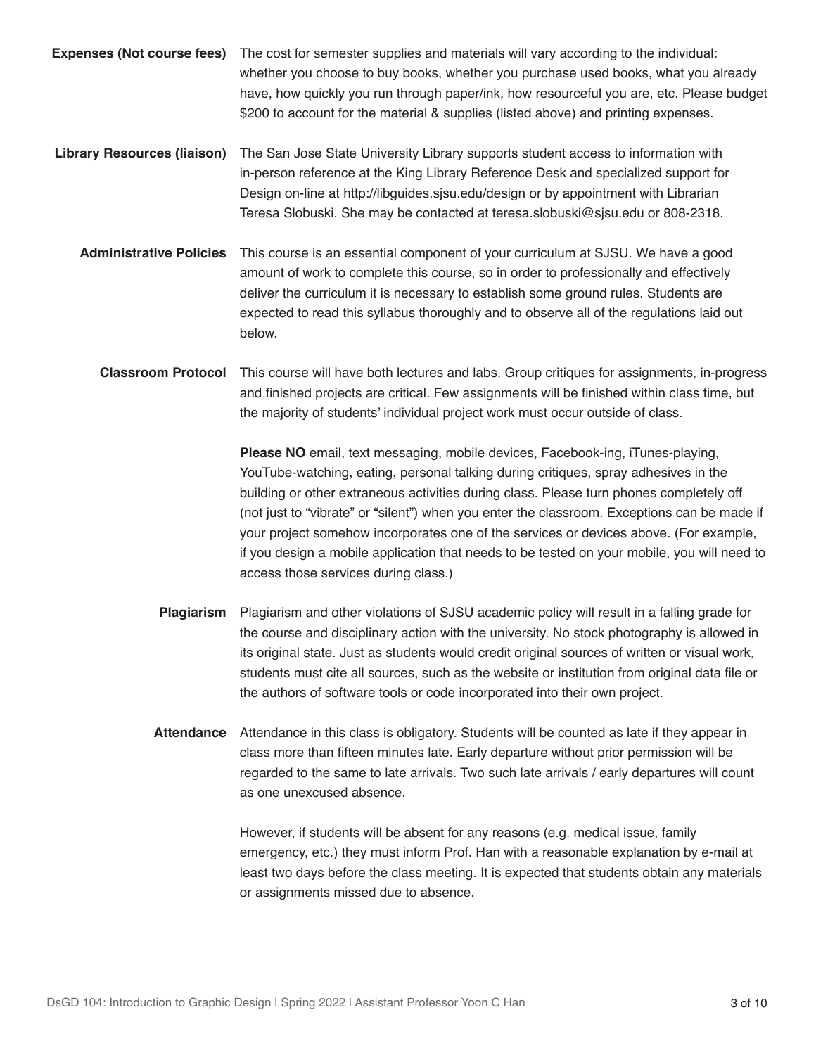**Expenses (Not course fees)** The cost for semester supplies and materials will vary according to the individual: whether you choose to buy books, whether you purchase used books, what you already have, how quickly you run through paper/ink, how resourceful you are, etc. Please budget $200 to account for the material & supplies (listed above) and printing expenses.

**Library Resources (liaison)** The San Jose State University Library supports student access to information with in-person reference at the King Library Reference Desk and specialized support for Design on-line at http://libguides.sjsu.edu/design or by appointment with Librarian Teresa Slobuski. She may be contacted at teresa.slobuski@sjsu.edu or 808-2318.

**Administrative Policies** This course is an essential component of your curriculum at SJSU. We have a good amount of work to complete this course, so in order to professionally and effectively deliver the curriculum it is necessary to establish some ground rules. Students are expected to read this syllabus thoroughly and to observe all of the regulations laid out below.

**Classroom Protocol** This course will have both lectures and labs. Group critiques for assignments, in-progress and finished projects are critical. Few assignments will be finished within class time, but the majority of students' individual project work must occur outside of class.

**Please NO** email, text messaging, mobile devices, Facebook-ing, iTunes-playing, YouTube-watching, eating, personal talking during critiques, spray adhesives in the building or other extraneous activities during class. Please turn phones completely off (not just to "vibrate" or "silent") when you enter the classroom. Exceptions can be made if your project somehow incorporates one of the services or devices above. (For example, if you design a mobile application that needs to be tested on your mobile, you will need to access those services during class.)

**Plagiarism** Plagiarism and other violations of SJSU academic policy will result in a falling grade for the course and disciplinary action with the university. No stock photography is allowed in its original state. Just as students would credit original sources of written or visual work, students must cite all sources, such as the website or institution from original data file or the authors of software tools or code incorporated into their own project.

**Attendance** Attendance in this class is obligatory. Students will be counted as late if they appear in class more than fifteen minutes late. Early departure without prior permission will be regarded to the same to late arrivals. Two such late arrivals / early departures will count as one unexcused absence.

However, if students will be absent for any reasons (e.g. medical issue, family emergency, etc.) they must inform Prof. Han with a reasonable explanation by e-mail at least two days before the class meeting. It is expected that students obtain any materials or assignments missed due to absence.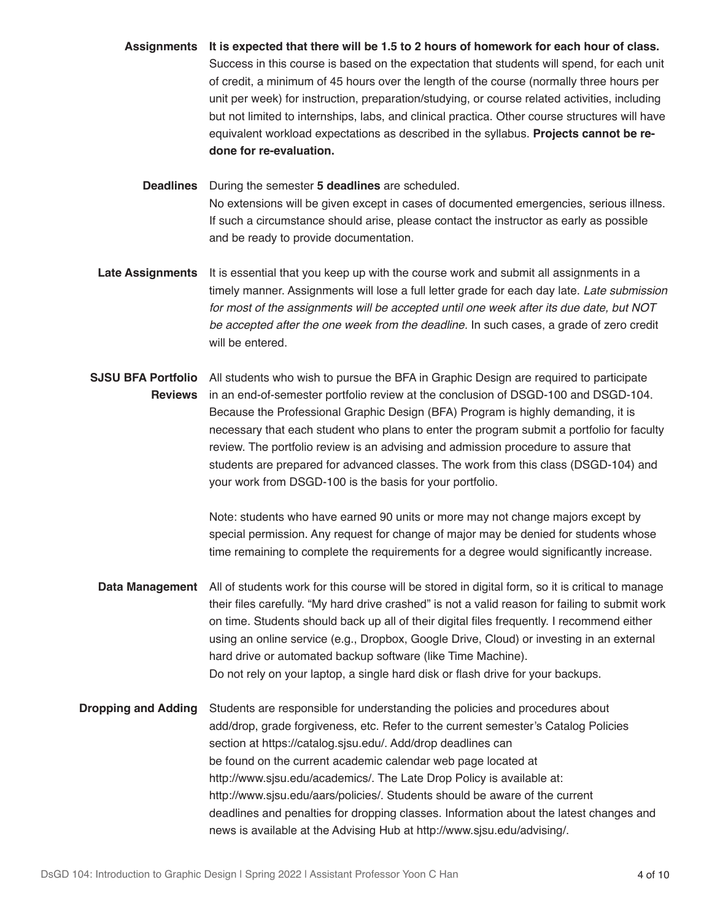**Assignments**

**It is expected that there will be 1.5 to 2 hours of homework for each hour of class.** Success in this course is based on the expectation that students will spend, for each unit of credit, a minimum of 45 hours over the length of the course (normally three hours per unit per week) for instruction, preparation/studying, or course related activities, including but not limited to internships, labs, and clinical practica. Other course structures will have equivalent workload expectations as described in the syllabus. **Projects cannot be re-done for re-evaluation.**

**Deadlines**

During the semester **5 deadlines** are scheduled.
No extensions will be given except in cases of documented emergencies, serious illness. If such a circumstance should arise, please contact the instructor as early as possible and be ready to provide documentation.

**Late Assignments**

It is essential that you keep up with the course work and submit all assignments in a timely manner. Assignments will lose a full letter grade for each day late. *Late submission for most of the assignments will be accepted until one week after its due date, but NOT be accepted after the one week from the deadline.* In such cases, a grade of zero credit will be entered.

**SJSU BFA Portfolio Reviews**

All students who wish to pursue the BFA in Graphic Design are required to participate in an end-of-semester portfolio review at the conclusion of DSGD-100 and DSGD-104. Because the Professional Graphic Design (BFA) Program is highly demanding, it is necessary that each student who plans to enter the program submit a portfolio for faculty review. The portfolio review is an advising and admission procedure to assure that students are prepared for advanced classes. The work from this class (DSGD-104) and your work from DSGD-100 is the basis for your portfolio.

Note: students who have earned 90 units or more may not change majors except by special permission. Any request for change of major may be denied for students whose time remaining to complete the requirements for a degree would significantly increase.

**Data Management**

All of students work for this course will be stored in digital form, so it is critical to manage their files carefully. "My hard drive crashed" is not a valid reason for failing to submit work on time. Students should back up all of their digital files frequently. I recommend either using an online service (e.g., Dropbox, Google Drive, Cloud) or investing in an external hard drive or automated backup software (like Time Machine).
Do not rely on your laptop, a single hard disk or flash drive for your backups.

**Dropping and Adding**

Students are responsible for understanding the policies and procedures about add/drop, grade forgiveness, etc. Refer to the current semester's Catalog Policies section at https://catalog.sjsu.edu/. Add/drop deadlines can be found on the current academic calendar web page located at http://www.sjsu.edu/academics/. The Late Drop Policy is available at: http://www.sjsu.edu/aars/policies/. Students should be aware of the current deadlines and penalties for dropping classes. Information about the latest changes and news is available at the Advising Hub at http://www.sjsu.edu/advising/.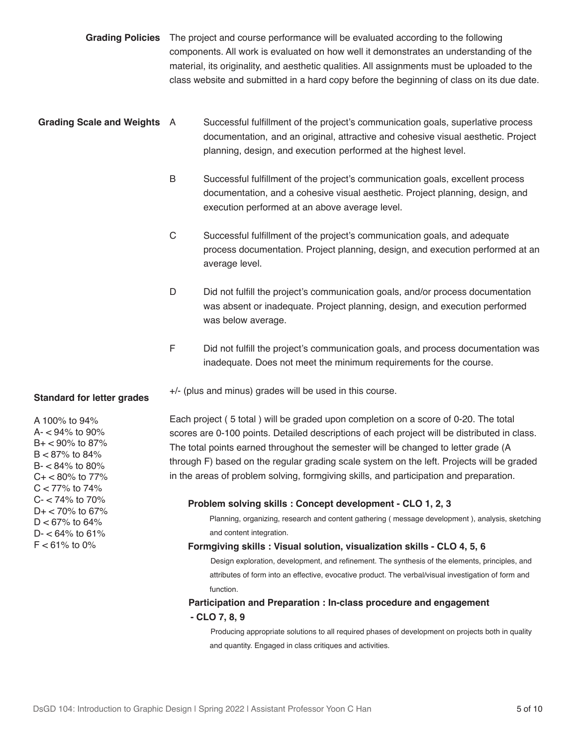**Grading Policies**

The project and course performance will be evaluated according to the following components. All work is evaluated on how well it demonstrates an understanding of the material, its originality, and aesthetic qualities. All assignments must be uploaded to the class website and submitted in a hard copy before the beginning of class on its due date.

**Grading Scale and Weights**

A — Successful fulfillment of the project's communication goals, superlative process documentation, and an original, attractive and cohesive visual aesthetic. Project planning, design, and execution performed at the highest level.

B — Successful fulfillment of the project's communication goals, excellent process documentation, and a cohesive visual aesthetic. Project planning, design, and execution performed at an above average level.

C — Successful fulfillment of the project's communication goals, and adequate process documentation. Project planning, design, and execution performed at an average level.

D — Did not fulfill the project's communication goals, and/or process documentation was absent or inadequate. Project planning, design, and execution performed was below average.

F — Did not fulfill the project's communication goals, and process documentation was inadequate. Does not meet the minimum requirements for the course.

+/- (plus and minus) grades will be used in this course.

**Standard for letter grades**

A 100% to 94%
A- < 94% to 90%
B+ < 90% to 87%
B < 87% to 84%
B- < 84% to 80%
C+ < 80% to 77%
C < 77% to 74%
C- < 74% to 70%
D+ < 70% to 67%
D < 67% to 64%
D- < 64% to 61%
F < 61% to 0%

Each project ( 5 total ) will be graded upon completion on a score of 0-20. The total scores are 0-100 points. Detailed descriptions of each project will be distributed in class. The total points earned throughout the semester will be changed to letter grade (A through F) based on the regular grading scale system on the left. Projects will be graded in the areas of problem solving, formgiving skills, and participation and preparation.

**Problem solving skills : Concept development - CLO 1, 2, 3**

Planning, organizing, research and content gathering ( message development ), analysis, sketching and content integration.

**Formgiving skills : Visual solution, visualization skills - CLO 4, 5, 6**

Design exploration, development, and refinement. The synthesis of the elements, principles, and attributes of form into an effective, evocative product. The verbal/visual investigation of form and function.

**Participation and Preparation : In-class procedure and engagement - CLO 7, 8, 9**

Producing appropriate solutions to all required phases of development on projects both in quality and quantity. Engaged in class critiques and activities.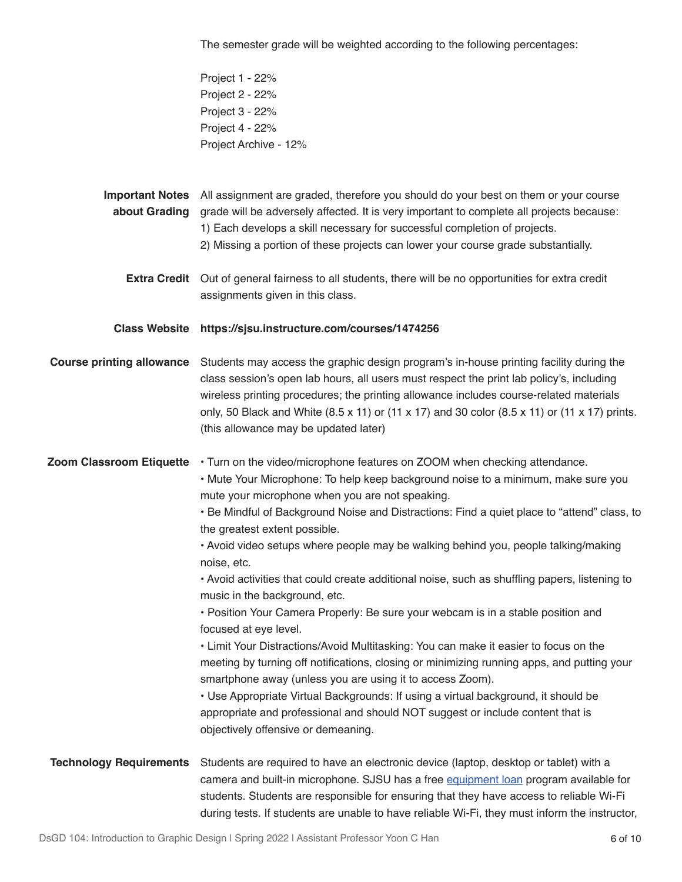The semester grade will be weighted according to the following percentages:

Project 1 - 22%
Project 2 - 22%
Project 3 - 22%
Project 4 - 22%
Project Archive - 12%

**Important Notes about Grading**

All assignment are graded, therefore you should do your best on them or your course grade will be adversely affected. It is very important to complete all projects because:
1) Each develops a skill necessary for successful completion of projects.
2) Missing a portion of these projects can lower your course grade substantially.

**Extra Credit**

Out of general fairness to all students, there will be no opportunities for extra credit assignments given in this class.

**Class Website**

**https://sjsu.instructure.com/courses/1474256**

**Course printing allowance**

Students may access the graphic design program's in-house printing facility during the class session's open lab hours, all users must respect the print lab policy's, including wireless printing procedures; the printing allowance includes course-related materials only, 50 Black and White (8.5 x 11) or (11 x 17) and 30 color (8.5 x 11) or (11 x 17) prints. (this allowance may be updated later)

**Zoom Classroom Etiquette**

• Turn on the video/microphone features on ZOOM when checking attendance.
• Mute Your Microphone: To help keep background noise to a minimum, make sure you mute your microphone when you are not speaking.
• Be Mindful of Background Noise and Distractions: Find a quiet place to "attend" class, to the greatest extent possible.
• Avoid video setups where people may be walking behind you, people talking/making noise, etc.
• Avoid activities that could create additional noise, such as shuffling papers, listening to music in the background, etc.
• Position Your Camera Properly: Be sure your webcam is in a stable position and focused at eye level.
• Limit Your Distractions/Avoid Multitasking: You can make it easier to focus on the meeting by turning off notifications, closing or minimizing running apps, and putting your smartphone away (unless you are using it to access Zoom).
• Use Appropriate Virtual Backgrounds: If using a virtual background, it should be appropriate and professional and should NOT suggest or include content that is objectively offensive or demeaning.

**Technology Requirements**

Students are required to have an electronic device (laptop, desktop or tablet) with a camera and built-in microphone. SJSU has a free equipment loan program available for students. Students are responsible for ensuring that they have access to reliable Wi-Fi during tests. If students are unable to have reliable Wi-Fi, they must inform the instructor,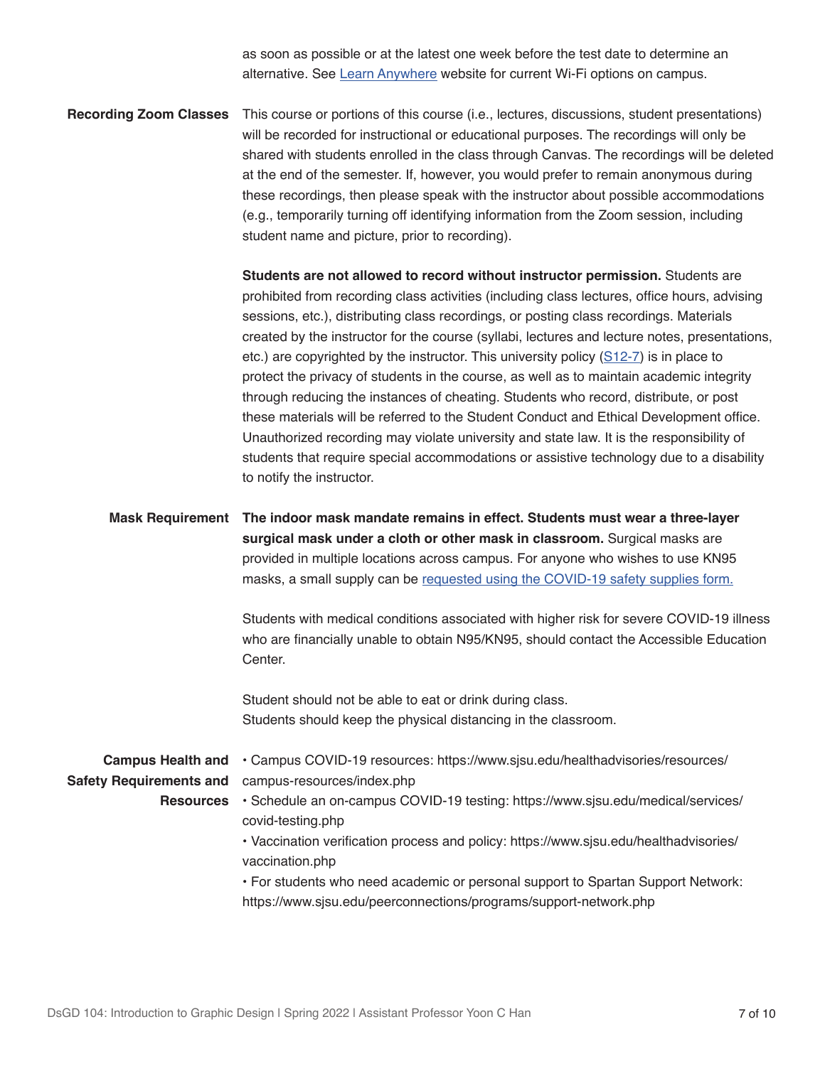as soon as possible or at the latest one week before the test date to determine an alternative. See [Learn Anywhere]() website for current Wi-Fi options on campus.

**Recording Zoom Classes**

This course or portions of this course (i.e., lectures, discussions, student presentations) will be recorded for instructional or educational purposes. The recordings will only be shared with students enrolled in the class through Canvas. The recordings will be deleted at the end of the semester. If, however, you would prefer to remain anonymous during these recordings, then please speak with the instructor about possible accommodations (e.g., temporarily turning off identifying information from the Zoom session, including student name and picture, prior to recording).

**Students are not allowed to record without instructor permission.** Students are prohibited from recording class activities (including class lectures, office hours, advising sessions, etc.), distributing class recordings, or posting class recordings. Materials created by the instructor for the course (syllabi, lectures and lecture notes, presentations, etc.) are copyrighted by the instructor. This university policy ([S12-7]()) is in place to protect the privacy of students in the course, as well as to maintain academic integrity through reducing the instances of cheating. Students who record, distribute, or post these materials will be referred to the Student Conduct and Ethical Development office. Unauthorized recording may violate university and state law. It is the responsibility of students that require special accommodations or assistive technology due to a disability to notify the instructor.

**Mask Requirement**

**The indoor mask mandate remains in effect. Students must wear a three-layer surgical mask under a cloth or other mask in classroom.** Surgical masks are provided in multiple locations across campus. For anyone who wishes to use KN95 masks, a small supply can be [requested using the COVID-19 safety supplies form.]()

Students with medical conditions associated with higher risk for severe COVID-19 illness who are financially unable to obtain N95/KN95, should contact the Accessible Education Center.

Student should not be able to eat or drink during class.
Students should keep the physical distancing in the classroom.

**Campus Health and Safety Requirements and Resources**

- Campus COVID-19 resources: https://www.sjsu.edu/healthadvisories/resources/campus-resources/index.php
- Schedule an on-campus COVID-19 testing: https://www.sjsu.edu/medical/services/covid-testing.php
- Vaccination verification process and policy: https://www.sjsu.edu/healthadvisories/vaccination.php
- For students who need academic or personal support to Spartan Support Network: https://www.sjsu.edu/peerconnections/programs/support-network.php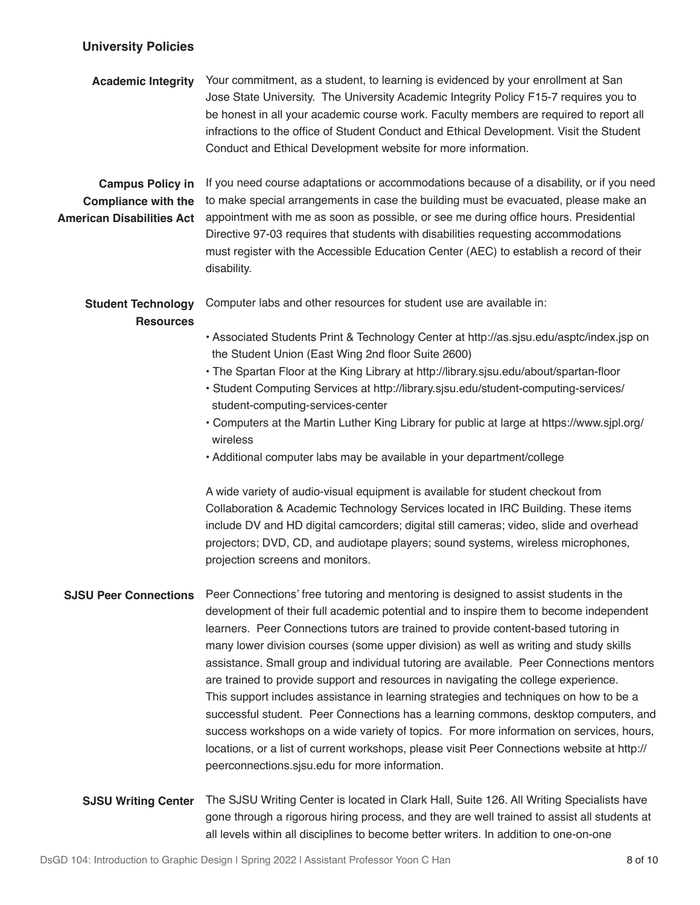## University Policies

**Academic Integrity**

Your commitment, as a student, to learning is evidenced by your enrollment at San Jose State University. The University Academic Integrity Policy F15-7 requires you to be honest in all your academic course work. Faculty members are required to report all infractions to the office of Student Conduct and Ethical Development. Visit the Student Conduct and Ethical Development website for more information.

**Campus Policy in Compliance with the American Disabilities Act**

If you need course adaptations or accommodations because of a disability, or if you need to make special arrangements in case the building must be evacuated, please make an appointment with me as soon as possible, or see me during office hours. Presidential Directive 97-03 requires that students with disabilities requesting accommodations must register with the Accessible Education Center (AEC) to establish a record of their disability.

**Student Technology Resources**

Computer labs and other resources for student use are available in:

- Associated Students Print & Technology Center at http://as.sjsu.edu/asptc/index.jsp on the Student Union (East Wing 2nd floor Suite 2600)
- The Spartan Floor at the King Library at http://library.sjsu.edu/about/spartan-floor
- Student Computing Services at http://library.sjsu.edu/student-computing-services/student-computing-services-center
- Computers at the Martin Luther King Library for public at large at https://www.sjpl.org/wireless
- Additional computer labs may be available in your department/college

A wide variety of audio-visual equipment is available for student checkout from Collaboration & Academic Technology Services located in IRC Building. These items include DV and HD digital camcorders; digital still cameras; video, slide and overhead projectors; DVD, CD, and audiotape players; sound systems, wireless microphones, projection screens and monitors.

**SJSU Peer Connections**

Peer Connections' free tutoring and mentoring is designed to assist students in the development of their full academic potential and to inspire them to become independent learners. Peer Connections tutors are trained to provide content-based tutoring in many lower division courses (some upper division) as well as writing and study skills assistance. Small group and individual tutoring are available. Peer Connections mentors are trained to provide support and resources in navigating the college experience. This support includes assistance in learning strategies and techniques on how to be a successful student. Peer Connections has a learning commons, desktop computers, and success workshops on a wide variety of topics. For more information on services, hours, locations, or a list of current workshops, please visit Peer Connections website at http://peerconnections.sjsu.edu for more information.

**SJSU Writing Center**

The SJSU Writing Center is located in Clark Hall, Suite 126. All Writing Specialists have gone through a rigorous hiring process, and they are well trained to assist all students at all levels within all disciplines to become better writers. In addition to one-on-one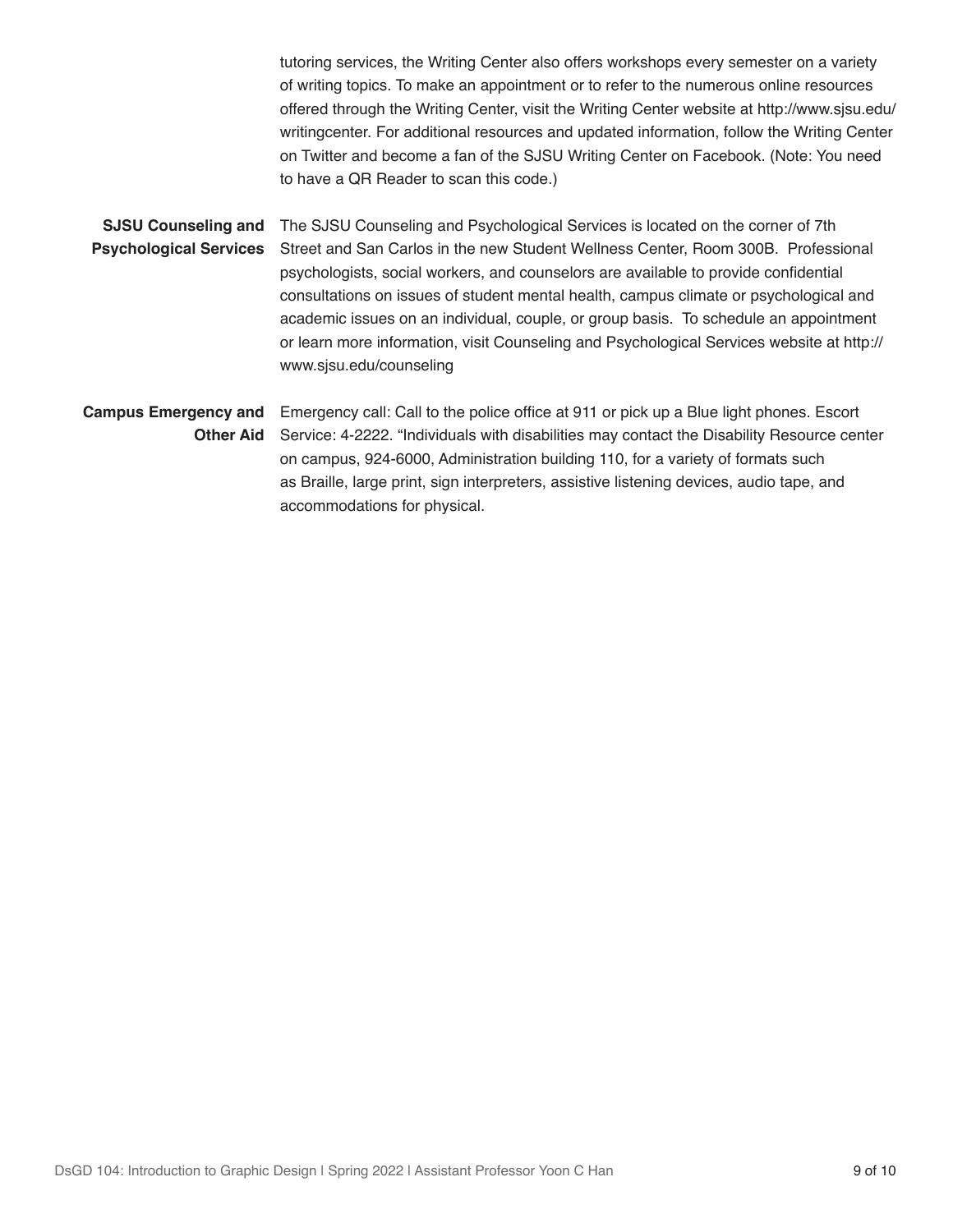tutoring services, the Writing Center also offers workshops every semester on a variety of writing topics. To make an appointment or to refer to the numerous online resources offered through the Writing Center, visit the Writing Center website at http://www.sjsu.edu/writingcenter. For additional resources and updated information, follow the Writing Center on Twitter and become a fan of the SJSU Writing Center on Facebook. (Note: You need to have a QR Reader to scan this code.)

**SJSU Counseling and Psychological Services**

The SJSU Counseling and Psychological Services is located on the corner of 7th Street and San Carlos in the new Student Wellness Center, Room 300B. Professional psychologists, social workers, and counselors are available to provide confidential consultations on issues of student mental health, campus climate or psychological and academic issues on an individual, couple, or group basis. To schedule an appointment or learn more information, visit Counseling and Psychological Services website at http://www.sjsu.edu/counseling

**Campus Emergency and Other Aid**

Emergency call: Call to the police office at 911 or pick up a Blue light phones. Escort Service: 4-2222. "Individuals with disabilities may contact the Disability Resource center on campus, 924-6000, Administration building 110, for a variety of formats such as Braille, large print, sign interpreters, assistive listening devices, audio tape, and accommodations for physical.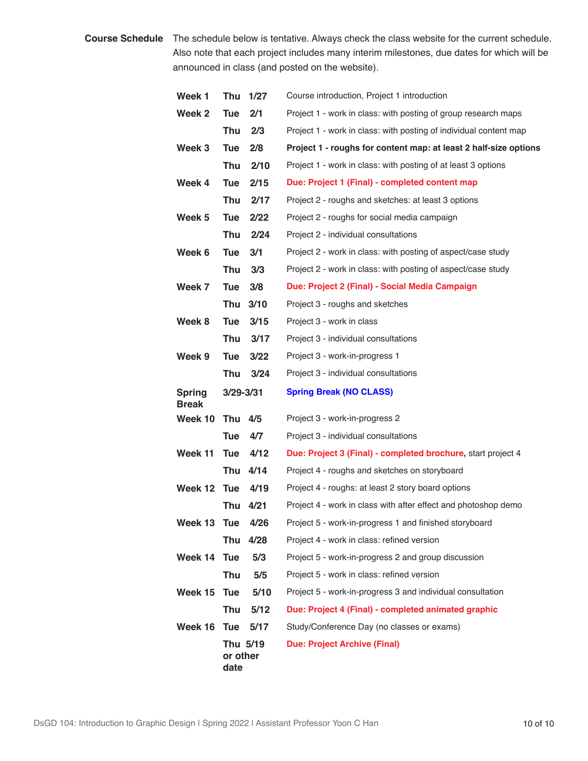**Course Schedule** The schedule below is tentative. Always check the class website for the current schedule. Also note that each project includes many interim milestones, due dates for which will be announced in class (and posted on the website).

| | | | |
|---|---|---|---|
| **Week 1** | **Thu** | **1/27** | Course introduction, Project 1 introduction |
| **Week 2** | **Tue** | **2/1** | Project 1 - work in class: with posting of group research maps |
| | **Thu** | **2/3** | Project 1 - work in class: with posting of individual content map |
| **Week 3** | **Tue** | **2/8** | **Project 1 - roughs for content map: at least 2 half-size options** |
| | **Thu** | **2/10** | Project 1 - work in class: with posting of at least 3 options |
| **Week 4** | **Tue** | **2/15** | **Due: Project 1 (Final) - completed content map** |
| | **Thu** | **2/17** | Project 2 - roughs and sketches: at least 3 options |
| **Week 5** | **Tue** | **2/22** | Project 2 - roughs for social media campaign |
| | **Thu** | **2/24** | Project 2 - individual consultations |
| **Week 6** | **Tue** | **3/1** | Project 2 - work in class: with posting of aspect/case study |
| | **Thu** | **3/3** | Project 2 - work in class: with posting of aspect/case study |
| **Week 7** | **Tue** | **3/8** | **Due: Project 2 (Final) - Social Media Campaign** |
| | **Thu** | **3/10** | Project 3 - roughs and sketches |
| **Week 8** | **Tue** | **3/15** | Project 3 - work in class |
| | **Thu** | **3/17** | Project 3 - individual consultations |
| **Week 9** | **Tue** | **3/22** | Project 3 - work-in-progress 1 |
| | **Thu** | **3/24** | Project 3 - individual consultations |
| **Spring Break** | **3/29-3/31** | | **Spring Break (NO CLASS)** |
| **Week 10** | **Thu** | **4/5** | Project 3 - work-in-progress 2 |
| | **Tue** | **4/7** | Project 3 - individual consultations |
| **Week 11** | **Tue** | **4/12** | **Due: Project 3 (Final) - completed brochure,** start project 4 |
| | **Thu** | **4/14** | Project 4 - roughs and sketches on storyboard |
| **Week 12** | **Tue** | **4/19** | Project 4 - roughs: at least 2 story board options |
| | **Thu** | **4/21** | Project 4 - work in class with after effect and photoshop demo |
| **Week 13** | **Tue** | **4/26** | Project 5 - work-in-progress 1 and finished storyboard |
| | **Thu** | **4/28** | Project 4 - work in class: refined version |
| **Week 14** | **Tue** | **5/3** | Project 5 - work-in-progress 2 and group discussion |
| | **Thu** | **5/5** | Project 5 - work in class: refined version |
| **Week 15** | **Tue** | **5/10** | Project 5 - work-in-progress 3 and individual consultation |
| | **Thu** | **5/12** | **Due: Project 4 (Final) - completed animated graphic** |
| **Week 16** | **Tue** | **5/17** | Study/Conference Day (no classes or exams) |
| | **Thu 5/19 or other date** | | **Due: Project Archive (Final)** |